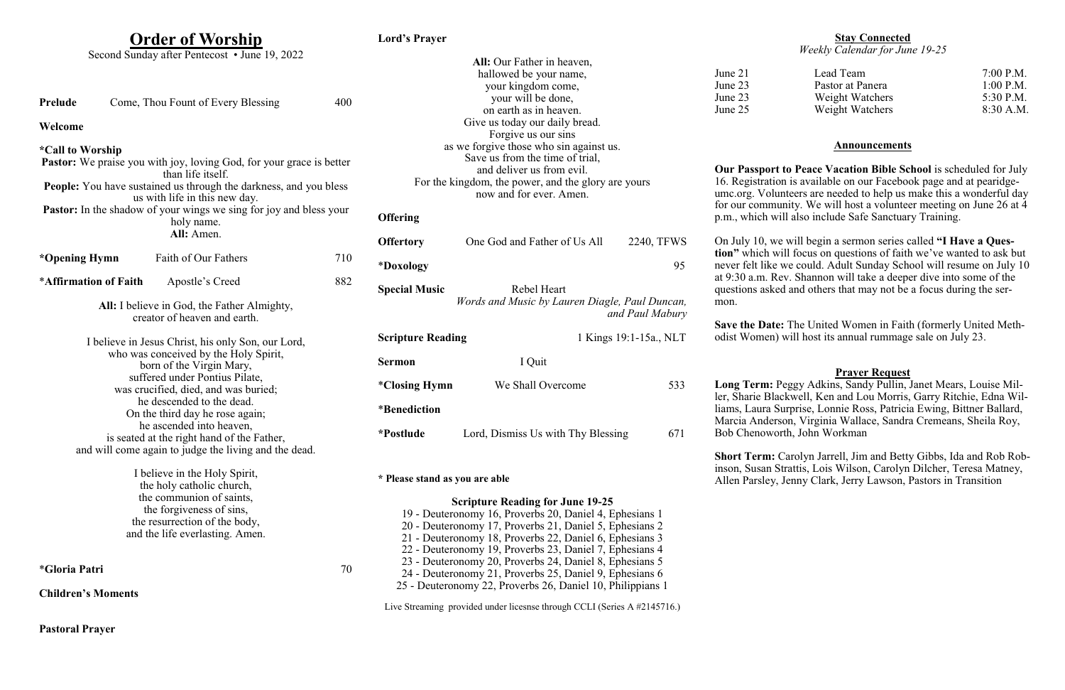# Order of Worship

Second Sunday after Pentecost • June 19, 2022

**Prelude** Come, Thou Fount of Every Blessing 400

**Welcome**

**\*Call to Worship**

**Pastor:** We praise you with joy, loving God, for your grace is better than life itself.

**People:** You have sustained us through the darkness, and you bless us with life in this new day.

**Pastor:** In the shadow of your wings we sing for joy and bless your holy name.

**All:** Amen.

**\*Opening Hymn** Faith of Our Fathers 710

**\*Affirmation of Faith** Apostle's Creed 882

**All:** I believe in God, the Father Almighty,
creator of heaven and earth.

I believe in Jesus Christ, his only Son, our Lord,
who was conceived by the Holy Spirit,
born of the Virgin Mary,
suffered under Pontius Pilate,
was crucified, died, and was buried;
he descended to the dead.
On the third day he rose again;
he ascended into heaven,
is seated at the right hand of the Father,
and will come again to judge the living and the dead.

I believe in the Holy Spirit,
the holy catholic church,
the communion of saints,
the forgiveness of sins,
the resurrection of the body,
and the life everlasting. Amen.

**\*Gloria Patri** 70

**Children's Moments**

**Pastoral Prayer**

**Lord's Prayer**

**All:** Our Father in heaven,
hallowed be your name,
your kingdom come,
your will be done,
on earth as in heaven.
Give us today our daily bread.
Forgive us our sins
as we forgive those who sin against us.
Save us from the time of trial,
and deliver us from evil.
For the kingdom, the power, and the glory are yours
now and for ever. Amen.

**Offering**

**Offertory** One God and Father of Us All 2240, TFWS

**\*Doxology** 95

**Special Music** Rebel Heart
*Words and Music by Lauren Diagle, Paul Duncan, and Paul Mabury*

**Scripture Reading** 1 Kings 19:1-15a., NLT

**Sermon** I Quit

**\*Closing Hymn** We Shall Overcome 533

**\*Benediction**

**\*Postlude** Lord, Dismiss Us with Thy Blessing 671

**\* Please stand as you are able**

**Scripture Reading for June 19-25**

19 - Deuteronomy 16, Proverbs 20, Daniel 4, Ephesians 1
20 - Deuteronomy 17, Proverbs 21, Daniel 5, Ephesians 2
21 - Deuteronomy 18, Proverbs 22, Daniel 6, Ephesians 3
22 - Deuteronomy 19, Proverbs 23, Daniel 7, Ephesians 4
23 - Deuteronomy 20, Proverbs 24, Daniel 8, Ephesians 5
24 - Deuteronomy 21, Proverbs 25, Daniel 9, Ephesians 6
25 - Deuteronomy 22, Proverbs 26, Daniel 10, Philippians 1

Live Streaming provided under licesnse through CCLI (Series A #2145716.)

## Stay Connected

*Weekly Calendar for June 19-25*

| | | |
|---|---|---|
| June 21 | Lead Team | 7:00 P.M. |
| June 23 | Pastor at Panera | 1:00 P.M. |
| June 23 | Weight Watchers | 5:30 P.M. |
| June 25 | Weight Watchers | 8:30 A.M. |

## Announcements

**Our Passport to Peace Vacation Bible School** is scheduled for July 16. Registration is available on our Facebook page and at pearidge-umc.org. Volunteers are needed to help us make this a wonderful day for our community. We will host a volunteer meeting on June 26 at 4 p.m., which will also include Safe Sanctuary Training.

On July 10, we will begin a sermon series called **"I Have a Question"** which will focus on questions of faith we've wanted to ask but never felt like we could. Adult Sunday School will resume on July 10 at 9:30 a.m. Rev. Shannon will take a deeper dive into some of the questions asked and others that may not be a focus during the sermon.

**Save the Date:** The United Women in Faith (formerly United Methodist Women) will host its annual rummage sale on July 23.

## Prayer Request

**Long Term:** Peggy Adkins, Sandy Pullin, Janet Mears, Louise Miller, Sharie Blackwell, Ken and Lou Morris, Garry Ritchie, Edna Williams, Laura Surprise, Lonnie Ross, Patricia Ewing, Bittner Ballard, Marcia Anderson, Virginia Wallace, Sandra Cremeans, Sheila Roy, Bob Chenoworth, John Workman

**Short Term:** Carolyn Jarrell, Jim and Betty Gibbs, Ida and Rob Robinson, Susan Strattis, Lois Wilson, Carolyn Dilcher, Teresa Matney, Allen Parsley, Jenny Clark, Jerry Lawson, Pastors in Transition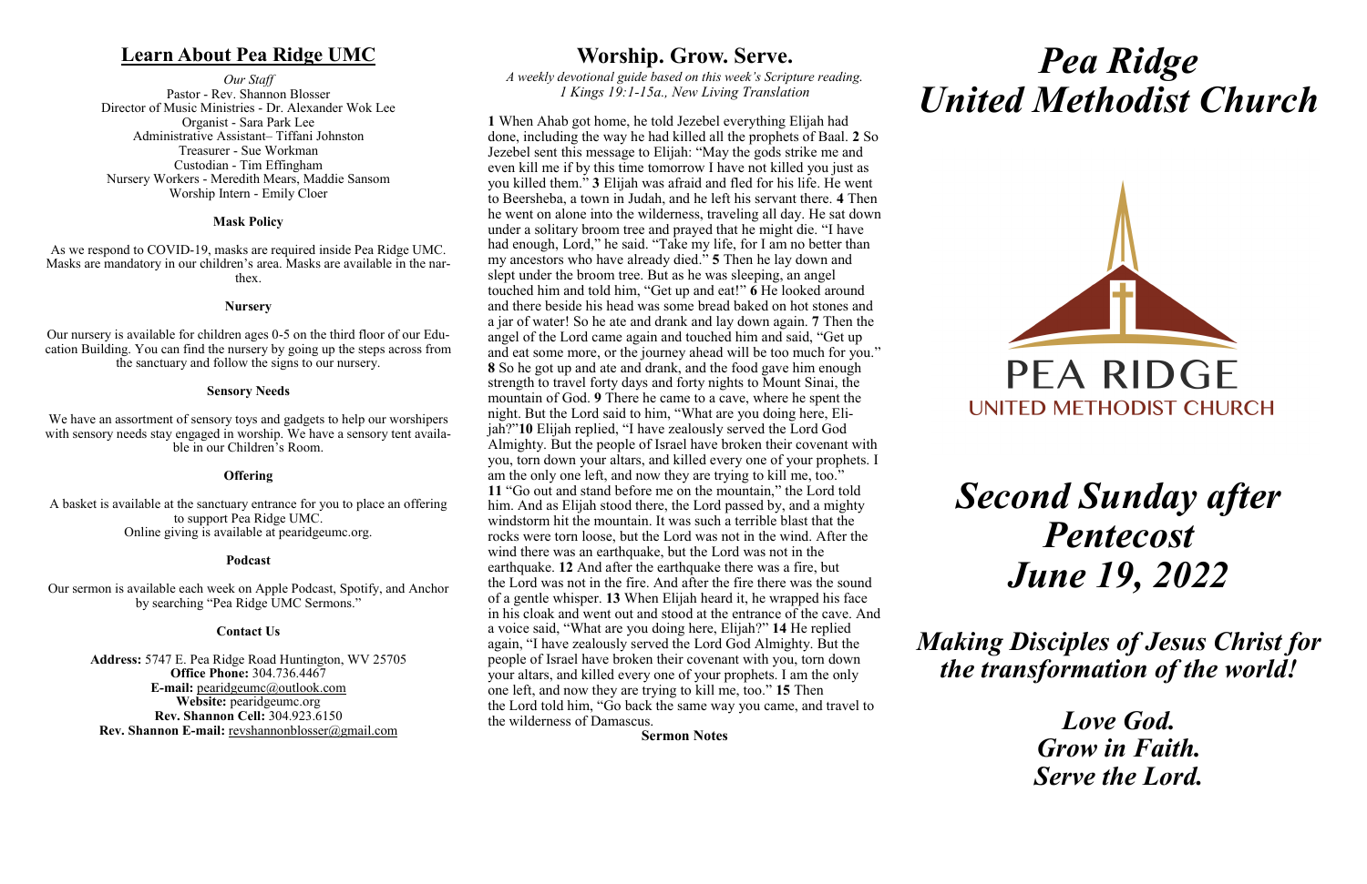## Learn About Pea Ridge UMC

*Our Staff*

Pastor - Rev. Shannon Blosser
Director of Music Ministries - Dr. Alexander Wok Lee
Organist - Sara Park Lee
Administrative Assistant– Tiffani Johnston
Treasurer - Sue Workman
Custodian - Tim Effingham
Nursery Workers - Meredith Mears, Maddie Sansom
Worship Intern - Emily Cloer

**Mask Policy**

As we respond to COVID-19, masks are required inside Pea Ridge UMC. Masks are mandatory in our children's area. Masks are available in the narthex.

**Nursery**

Our nursery is available for children ages 0-5 on the third floor of our Education Building. You can find the nursery by going up the steps across from the sanctuary and follow the signs to our nursery.

**Sensory Needs**

We have an assortment of sensory toys and gadgets to help our worshipers with sensory needs stay engaged in worship. We have a sensory tent available in our Children's Room.

**Offering**

A basket is available at the sanctuary entrance for you to place an offering to support Pea Ridge UMC.
Online giving is available at pearidgeumc.org.

**Podcast**

Our sermon is available each week on Apple Podcast, Spotify, and Anchor by searching "Pea Ridge UMC Sermons."

**Contact Us**

**Address:** 5747 E. Pea Ridge Road Huntington, WV 25705
**Office Phone:** 304.736.4467
**E-mail:** pearidgeumc@outlook.com
**Website:** pearidgeumc.org
**Rev. Shannon Cell:** 304.923.6150
**Rev. Shannon E-mail:** revshannonblosser@gmail.com

## Worship. Grow. Serve.

*A weekly devotional guide based on this week's Scripture reading.*
*1 Kings 19:1-15a., New Living Translation*

**1** When Ahab got home, he told Jezebel everything Elijah had done, including the way he had killed all the prophets of Baal. **2** So Jezebel sent this message to Elijah: "May the gods strike me and even kill me if by this time tomorrow I have not killed you just as you killed them." **3** Elijah was afraid and fled for his life. He went to Beersheba, a town in Judah, and he left his servant there. **4** Then he went on alone into the wilderness, traveling all day. He sat down under a solitary broom tree and prayed that he might die. "I have had enough, Lord," he said. "Take my life, for I am no better than my ancestors who have already died." **5** Then he lay down and slept under the broom tree. But as he was sleeping, an angel touched him and told him, "Get up and eat!" **6** He looked around and there beside his head was some bread baked on hot stones and a jar of water! So he ate and drank and lay down again. **7** Then the angel of the Lord came again and touched him and said, "Get up and eat some more, or the journey ahead will be too much for you." **8** So he got up and ate and drank, and the food gave him enough strength to travel forty days and forty nights to Mount Sinai, the mountain of God. **9** There he came to a cave, where he spent the night. But the Lord said to him, "What are you doing here, Elijah?"**10** Elijah replied, "I have zealously served the Lord God Almighty. But the people of Israel have broken their covenant with you, torn down your altars, and killed every one of your prophets. I am the only one left, and now they are trying to kill me, too." **11** "Go out and stand before me on the mountain," the Lord told him. And as Elijah stood there, the Lord passed by, and a mighty windstorm hit the mountain. It was such a terrible blast that the rocks were torn loose, but the Lord was not in the wind. After the wind there was an earthquake, but the Lord was not in the earthquake. **12** And after the earthquake there was a fire, but the Lord was not in the fire. And after the fire there was the sound of a gentle whisper. **13** When Elijah heard it, he wrapped his face in his cloak and went out and stood at the entrance of the cave. And a voice said, "What are you doing here, Elijah?" **14** He replied again, "I have zealously served the Lord God Almighty. But the people of Israel have broken their covenant with you, torn down your altars, and killed every one of your prophets. I am the only one left, and now they are trying to kill me, too." **15** Then the Lord told him, "Go back the same way you came, and travel to the wilderness of Damascus.

**Sermon Notes**

# *Pea Ridge United Methodist Church*

PEA RIDGE
UNITED METHODIST CHURCH

# *Second Sunday after Pentecost June 19, 2022*

## *Making Disciples of Jesus Christ for the transformation of the world!*

***Love God.***
***Grow in Faith.***
***Serve the Lord.***